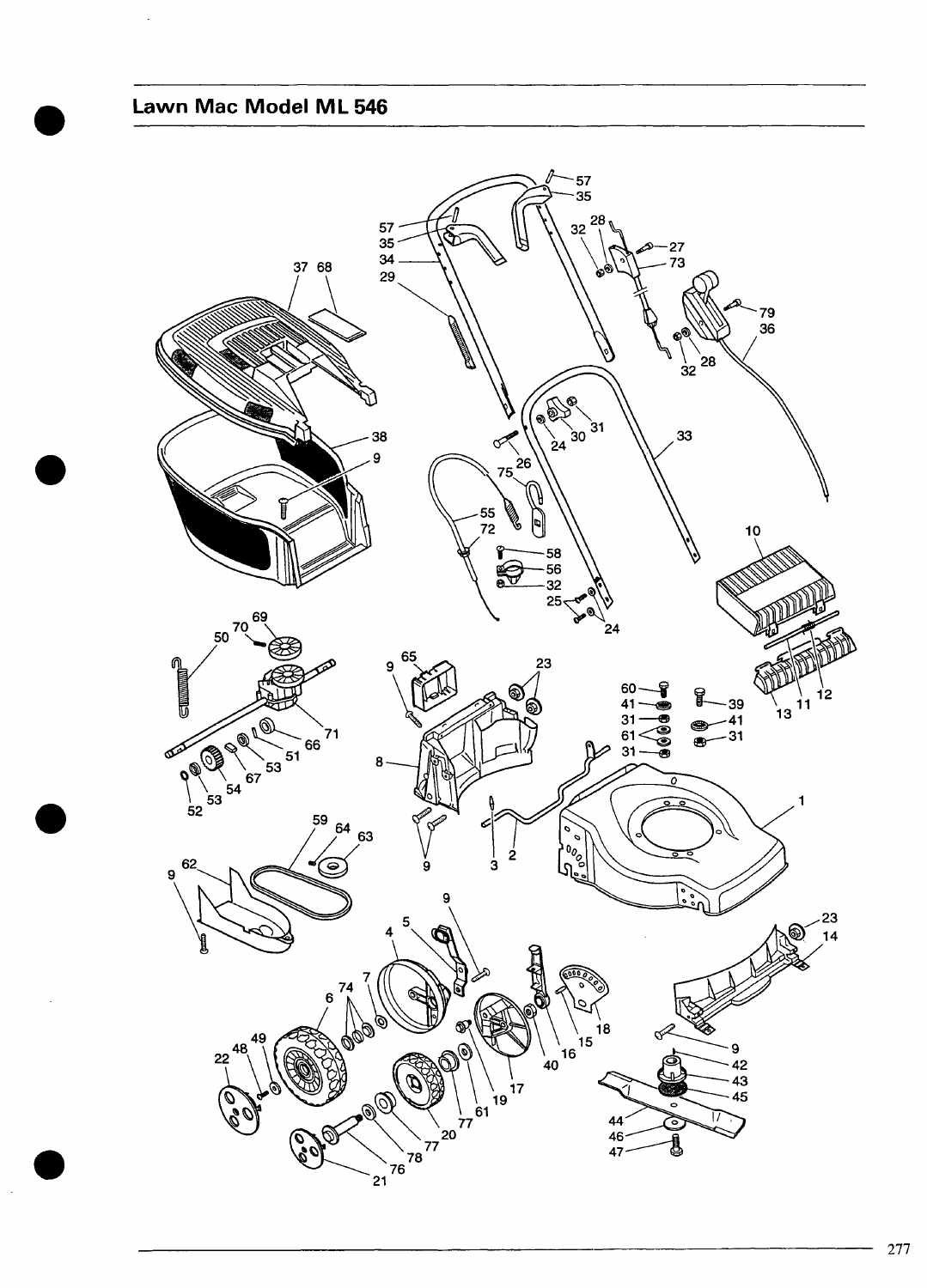# Lawn Mac Model ML 546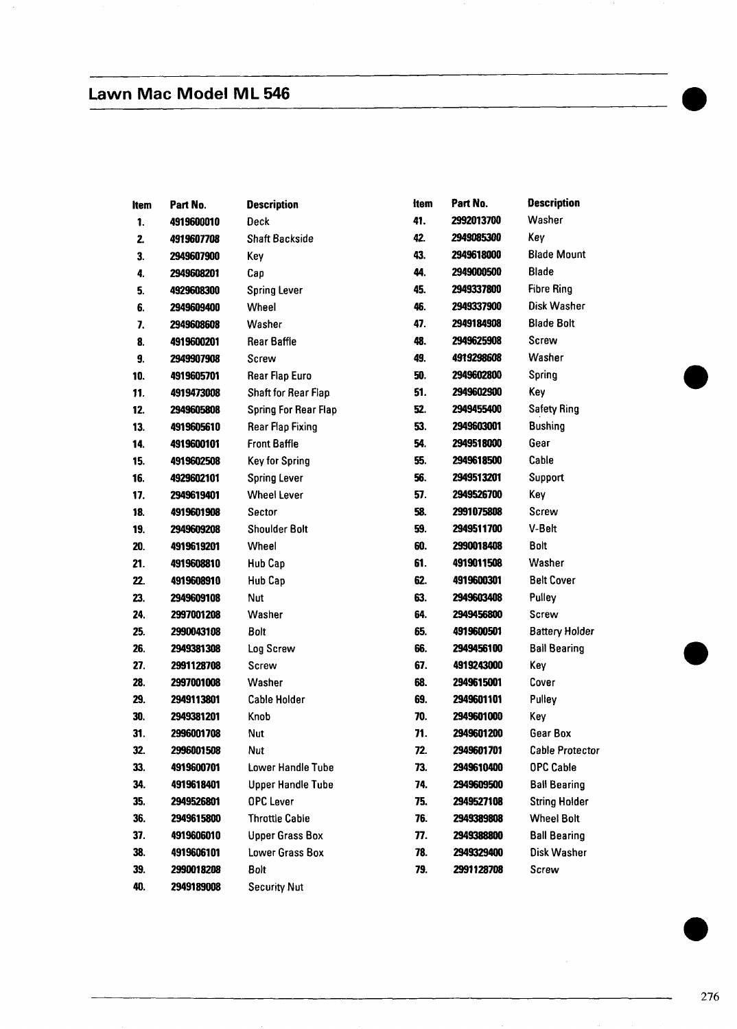## Lawn Mac Model ML 546

| Item | Part No. | Description |
|---|---|---|
| 1. | 4919600010 | Deck |
| 2. | 4919607708 | Shaft Backside |
| 3. | 2949607900 | Key |
| 4. | 2949608201 | Cap |
| 5. | 4929608300 | Spring Lever |
| 6. | 2949609400 | Wheel |
| 7. | 2949608608 | Washer |
| 8. | 4919600201 | Rear Baffle |
| 9. | 2949907908 | Screw |
| 10. | 4919605701 | Rear Flap Euro |
| 11. | 4919473008 | Shaft for Rear Flap |
| 12. | 2949605808 | Spring For Rear Flap |
| 13. | 4919605610 | Rear Flap Fixing |
| 14. | 4919600101 | Front Baffle |
| 15. | 4919602508 | Key for Spring |
| 16. | 4929602101 | Spring Lever |
| 17. | 2949619401 | Wheel Lever |
| 18. | 4919601908 | Sector |
| 19. | 2949609208 | Shoulder Bolt |
| 20. | 4919619201 | Wheel |
| 21. | 4919608810 | Hub Cap |
| 22. | 4919608910 | Hub Cap |
| 23. | 2949609108 | Nut |
| 24. | 2997001208 | Washer |
| 25. | 2990043108 | Bolt |
| 26. | 2949381308 | Log Screw |
| 27. | 2991128708 | Screw |
| 28. | 2997001008 | Washer |
| 29. | 2949113801 | Cable Holder |
| 30. | 2949381201 | Knob |
| 31. | 2996001708 | Nut |
| 32. | 2996001508 | Nut |
| 33. | 4919600701 | Lower Handle Tube |
| 34. | 4919618401 | Upper Handle Tube |
| 35. | 2949526801 | OPC Lever |
| 36. | 2949615800 | Throttle Cable |
| 37. | 4919606010 | Upper Grass Box |
| 38. | 4919606101 | Lower Grass Box |
| 39. | 2990018208 | Bolt |
| 40. | 2949189008 | Security Nut |
| 41. | 2992013700 | Washer |
| 42. | 2949085300 | Key |
| 43. | 2949618000 | Blade Mount |
| 44. | 2949000500 | Blade |
| 45. | 2949337800 | Fibre Ring |
| 46. | 2949337900 | Disk Washer |
| 47. | 2949184908 | Blade Bolt |
| 48. | 2949625908 | Screw |
| 49. | 4919298608 | Washer |
| 50. | 2949602800 | Spring |
| 51. | 2949602900 | Key |
| 52. | 2949455400 | Safety Ring |
| 53. | 2949603001 | Bushing |
| 54. | 2949518000 | Gear |
| 55. | 2949618500 | Cable |
| 56. | 2949513201 | Support |
| 57. | 2949526700 | Key |
| 58. | 2991075808 | Screw |
| 59. | 2949511700 | V-Belt |
| 60. | 2990018408 | Bolt |
| 61. | 4919011508 | Washer |
| 62. | 4919600301 | Belt Cover |
| 63. | 2949603408 | Pulley |
| 64. | 2949456800 | Screw |
| 65. | 4919600501 | Battery Holder |
| 66. | 2949456100 | Ball Bearing |
| 67. | 4919243000 | Key |
| 68. | 2949615001 | Cover |
| 69. | 2949601101 | Pulley |
| 70. | 2949601000 | Key |
| 71. | 2949601200 | Gear Box |
| 72. | 2949601701 | Cable Protector |
| 73. | 2949610400 | OPC Cable |
| 74. | 2949609500 | Ball Bearing |
| 75. | 2949527108 | String Holder |
| 76. | 2949389808 | Wheel Bolt |
| 77. | 2949388800 | Ball Bearing |
| 78. | 2949329400 | Disk Washer |
| 79. | 2991128708 | Screw |